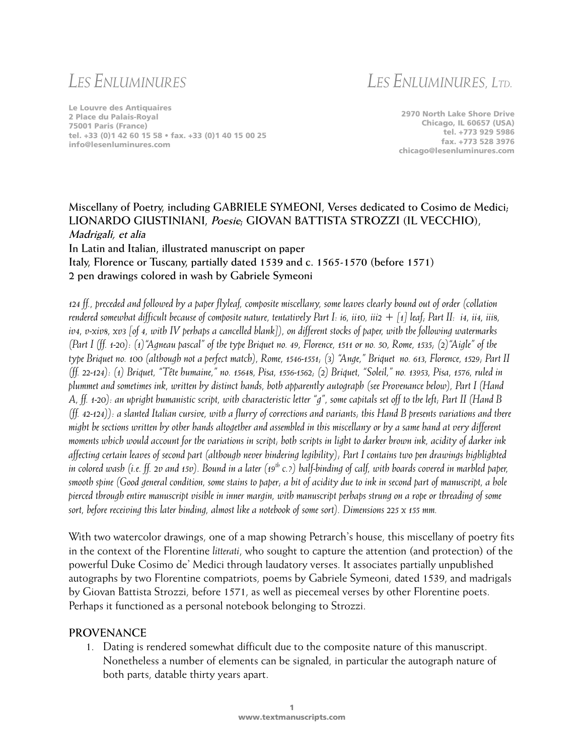LES ENLUMINURES

Le Louvre des Antiquaires
2 Place du Palais-Royal
75001 Paris (France)
tel. +33 (0)1 42 60 15 58 • fax. +33 (0)1 40 15 00 25
info@lesenluminures.com

LES ENLUMINURES, LTD.

2970 North Lake Shore Drive
Chicago, IL 60657 (USA)
tel. +773 929 5986
fax. +773 528 3976
chicago@lesenluminures.com

**Miscellany of Poetry, including GABRIELE SYMEONI, Verses dedicated to Cosimo de Medici; LIONARDO GIUSTINIANI, *Poesie*; GIOVAN BATTISTA STROZZI (IL VECCHIO), *Madrigali, et alia***
**In Latin and Italian, illustrated manuscript on paper**
**Italy, Florence or Tuscany, partially dated 1539 and c. 1565-1570 (before 1571)**
**2 pen drawings colored in wash by Gabriele Symeoni**

*124 ff., preceded and followed by a paper flyleaf, composite miscellany, some leaves clearly bound out of order (collation rendered somewhat difficult because of composite nature, tentatively Part I: i6, ii10, iii2 + [1] leaf; Part II: i4, ii4, iii8, iv4, v-xiv8, xv3 [of 4, with IV perhaps a cancelled blank]), on different stocks of paper, with the following watermarks (Part I (ff. 1-20): (1)"Agneau pascal" of the type Briquet no. 49, Florence, 1511 or no. 50, Rome, 1535; (2)"Aigle" of the type Briquet no. 100 (although not a perfect match), Rome, 1546-1551; (3) "Ange," Briquet no. 613, Florence, 1529; Part II (ff. 22-124): (1) Briquet, "Tête humaine," no. 15648, Pisa, 1556-1562; (2) Briquet, "Soleil," no. 13953, Pisa, 1576, ruled in plummet and sometimes ink, written by distinct hands, both apparently autograph (see Provenance below), Part I (Hand A, ff. 1-20): an upright humanistic script, with characteristic letter "g", some capitals set off to the left; Part II (Hand B (ff. 42-124)): a slanted Italian cursive, with a flurry of corrections and variants; this Hand B presents variations and there might be sections written by other hands altogether and assembled in this miscellany or by a same hand at very different moments which would account for the variations in script; both scripts in light to darker brown ink, acidity of darker ink affecting certain leaves of second part (although never hindering legibility); Part I contains two pen drawings highlighted in colored wash (i.e. ff. 2v and 15v). Bound in a later (19th c.?) half-binding of calf, with boards covered in marbled paper, smooth spine (Good general condition, some stains to paper; a bit of acidity due to ink in second part of manuscript, a hole pierced through entire manuscript visible in inner margin, with manuscript perhaps strung on a rope or threading of some sort, before receiving this later binding, almost like a notebook of some sort). Dimensions 225 x 155 mm.*

With two watercolor drawings, one of a map showing Petrarch's house, this miscellany of poetry fits in the context of the Florentine *litterati*, who sought to capture the attention (and protection) of the powerful Duke Cosimo de' Medici through laudatory verses. It associates partially unpublished autographs by two Florentine compatriots, poems by Gabriele Symeoni, dated 1539, and madrigals by Giovan Battista Strozzi, before 1571, as well as piecemeal verses by other Florentine poets. Perhaps it functioned as a personal notebook belonging to Strozzi.

## PROVENANCE

1. Dating is rendered somewhat difficult due to the composite nature of this manuscript. Nonetheless a number of elements can be signaled, in particular the autograph nature of both parts, datable thirty years apart.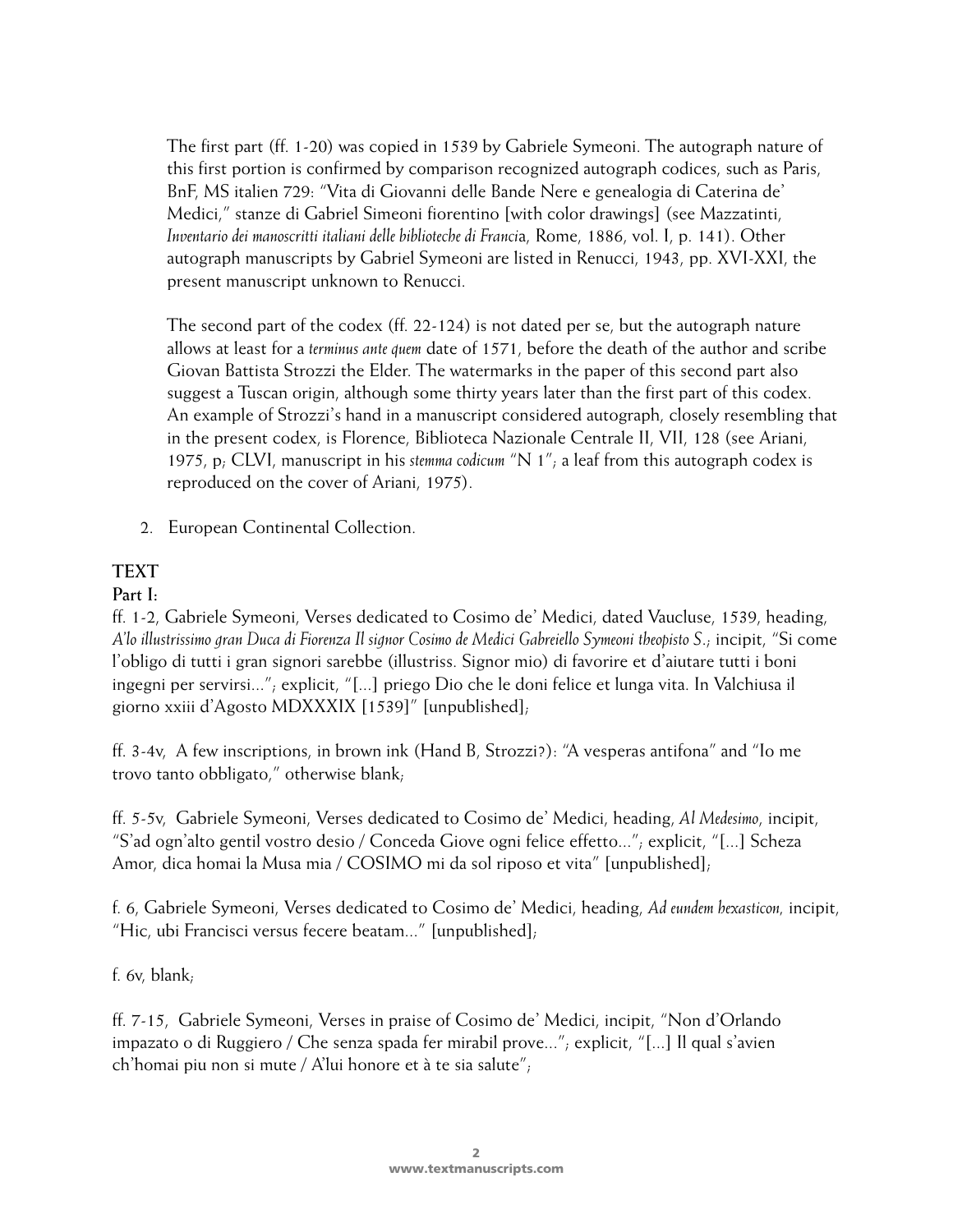The first part (ff. 1-20) was copied in 1539 by Gabriele Symeoni. The autograph nature of this first portion is confirmed by comparison recognized autograph codices, such as Paris, BnF, MS italien 729: "Vita di Giovanni delle Bande Nere e genealogia di Caterina de' Medici," stanze di Gabriel Simeoni fiorentino [with color drawings] (see Mazzatinti, *Inventario dei manoscritti italiani delle biblioteche di Franci*a, Rome, 1886, vol. I, p. 141). Other autograph manuscripts by Gabriel Symeoni are listed in Renucci, 1943, pp. XVI-XXI, the present manuscript unknown to Renucci.

The second part of the codex (ff. 22-124) is not dated per se, but the autograph nature allows at least for a *terminus ante quem* date of 1571, before the death of the author and scribe Giovan Battista Strozzi the Elder. The watermarks in the paper of this second part also suggest a Tuscan origin, although some thirty years later than the first part of this codex. An example of Strozzi's hand in a manuscript considered autograph, closely resembling that in the present codex, is Florence, Biblioteca Nazionale Centrale II, VII, 128 (see Ariani, 1975, p; CLVI, manuscript in his *stemma codicum* "N 1"; a leaf from this autograph codex is reproduced on the cover of Ariani, 1975).

2. European Continental Collection.

## TEXT

**Part I:**

ff. 1-2, Gabriele Symeoni, Verses dedicated to Cosimo de' Medici, dated Vaucluse, 1539, heading, *A'lo illustrissimo gran Duca di Fiorenza Il signor Cosimo de Medici Gabreiello Symeoni theopisto S.*; incipit, "Si come l'obligo di tutti i gran signori sarebbe (illustriss. Signor mio) di favorire et d'aiutare tutti i boni ingegni per servirsi..."; explicit, "[...] priego Dio che le doni felice et lunga vita. In Valchiusa il giorno xxiii d'Agosto MDXXXIX [1539]" [unpublished];

ff. 3-4v, A few inscriptions, in brown ink (Hand B, Strozzi?): "A vesperas antifona" and "Io me trovo tanto obbligato," otherwise blank;

ff. 5-5v, Gabriele Symeoni, Verses dedicated to Cosimo de' Medici, heading, *Al Medesimo*, incipit, "S'ad ogn'alto gentil vostro desio / Conceda Giove ogni felice effetto..."; explicit, "[...] Scheza Amor, dica homai la Musa mia / COSIMO mi da sol riposo et vita" [unpublished];

f. 6, Gabriele Symeoni, Verses dedicated to Cosimo de' Medici, heading, *Ad eundem hexasticon*, incipit, "Hic, ubi Francisci versus fecere beatam..." [unpublished];

f. 6v, blank;

ff. 7-15, Gabriele Symeoni, Verses in praise of Cosimo de' Medici, incipit, "Non d'Orlando impazato o di Ruggiero / Che senza spada fer mirabil prove..."; explicit, "[...] Il qual s'avien ch'homai piu non si mute / A'lui honore et à te sia salute";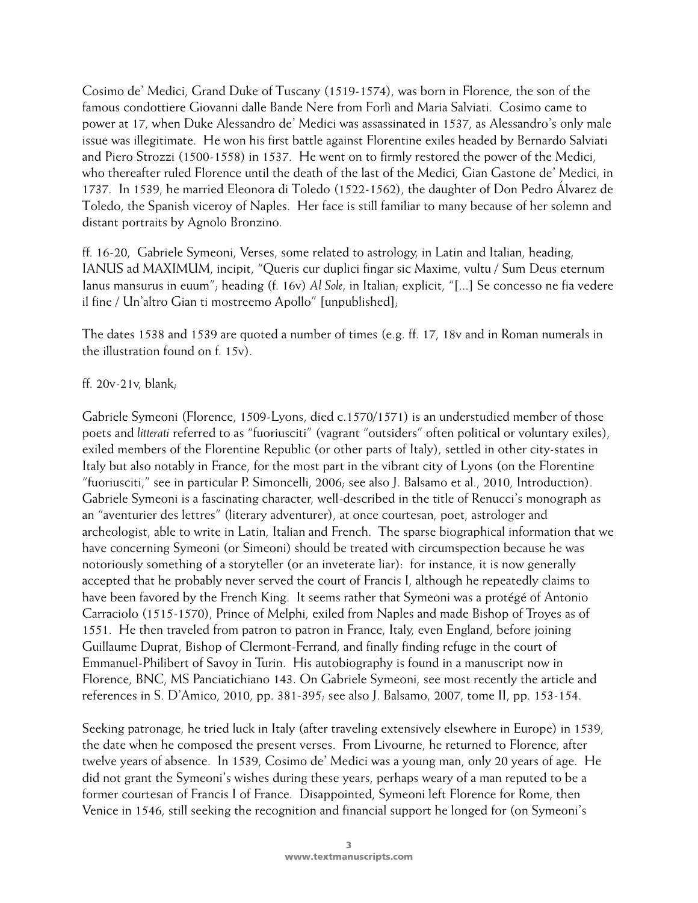Cosimo de' Medici, Grand Duke of Tuscany (1519-1574), was born in Florence, the son of the famous condottiere Giovanni dalle Bande Nere from Forlì and Maria Salviati. Cosimo came to power at 17, when Duke Alessandro de' Medici was assassinated in 1537, as Alessandro's only male issue was illegitimate. He won his first battle against Florentine exiles headed by Bernardo Salviati and Piero Strozzi (1500-1558) in 1537. He went on to firmly restored the power of the Medici, who thereafter ruled Florence until the death of the last of the Medici, Gian Gastone de' Medici, in 1737. In 1539, he married Eleonora di Toledo (1522-1562), the daughter of Don Pedro Álvarez de Toledo, the Spanish viceroy of Naples. Her face is still familiar to many because of her solemn and distant portraits by Agnolo Bronzino.

ff. 16-20, Gabriele Symeoni, Verses, some related to astrology, in Latin and Italian, heading, IANUS ad MAXIMUM, incipit, "Queris cur duplici fingar sic Maxime, vultu / Sum Deus eternum Ianus mansurus in euum"; heading (f. 16v) *Al Sole*, in Italian; explicit, "[...] Se concesso ne fia vedere il fine / Un'altro Gian ti mostreemo Apollo" [unpublished];

The dates 1538 and 1539 are quoted a number of times (e.g. ff. 17, 18v and in Roman numerals in the illustration found on f. 15v).

ff. 20v-21v, blank;

Gabriele Symeoni (Florence, 1509-Lyons, died c.1570/1571) is an understudied member of those poets and *litterati* referred to as "fuoriusciti" (vagrant "outsiders" often political or voluntary exiles), exiled members of the Florentine Republic (or other parts of Italy), settled in other city-states in Italy but also notably in France, for the most part in the vibrant city of Lyons (on the Florentine "fuoriusciti," see in particular P. Simoncelli, 2006; see also J. Balsamo et al., 2010, Introduction). Gabriele Symeoni is a fascinating character, well-described in the title of Renucci's monograph as an "aventurier des lettres" (literary adventurer), at once courtesan, poet, astrologer and archeologist, able to write in Latin, Italian and French. The sparse biographical information that we have concerning Symeoni (or Simeoni) should be treated with circumspection because he was notoriously something of a storyteller (or an inveterate liar): for instance, it is now generally accepted that he probably never served the court of Francis I, although he repeatedly claims to have been favored by the French King. It seems rather that Symeoni was a protégé of Antonio Carraciolo (1515-1570), Prince of Melphi, exiled from Naples and made Bishop of Troyes as of 1551. He then traveled from patron to patron in France, Italy, even England, before joining Guillaume Duprat, Bishop of Clermont-Ferrand, and finally finding refuge in the court of Emmanuel-Philibert of Savoy in Turin. His autobiography is found in a manuscript now in Florence, BNC, MS Panciatichiano 143. On Gabriele Symeoni, see most recently the article and references in S. D'Amico, 2010, pp. 381-395; see also J. Balsamo, 2007, tome II, pp. 153-154.

Seeking patronage, he tried luck in Italy (after traveling extensively elsewhere in Europe) in 1539, the date when he composed the present verses. From Livourne, he returned to Florence, after twelve years of absence. In 1539, Cosimo de' Medici was a young man, only 20 years of age. He did not grant the Symeoni's wishes during these years, perhaps weary of a man reputed to be a former courtesan of Francis I of France. Disappointed, Symeoni left Florence for Rome, then Venice in 1546, still seeking the recognition and financial support he longed for (on Symeoni's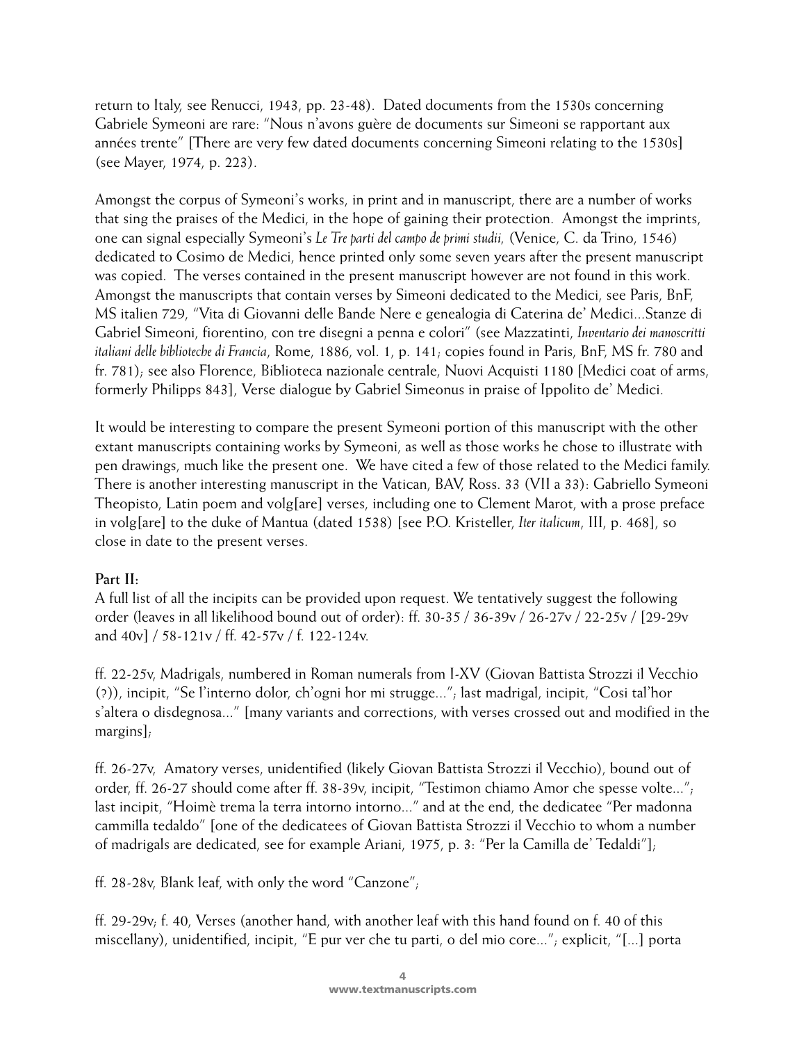return to Italy, see Renucci, 1943, pp. 23-48). Dated documents from the 1530s concerning Gabriele Symeoni are rare: "Nous n'avons guère de documents sur Simeoni se rapportant aux années trente" [There are very few dated documents concerning Simeoni relating to the 1530s] (see Mayer, 1974, p. 223).

Amongst the corpus of Symeoni's works, in print and in manuscript, there are a number of works that sing the praises of the Medici, in the hope of gaining their protection. Amongst the imprints, one can signal especially Symeoni's *Le Tre parti del campo de primi studii,* (Venice, C. da Trino, 1546) dedicated to Cosimo de Medici, hence printed only some seven years after the present manuscript was copied. The verses contained in the present manuscript however are not found in this work. Amongst the manuscripts that contain verses by Simeoni dedicated to the Medici, see Paris, BnF, MS italien 729, "Vita di Giovanni delle Bande Nere e genealogia di Caterina de' Medici...Stanze di Gabriel Simeoni, fiorentino, con tre disegni a penna e colori" (see Mazzatinti, *Inventario dei manoscritti italiani delle biblioteche di Francia*, Rome, 1886, vol. 1, p. 141; copies found in Paris, BnF, MS fr. 780 and fr. 781); see also Florence, Biblioteca nazionale centrale, Nuovi Acquisti 1180 [Medici coat of arms, formerly Philipps 843], Verse dialogue by Gabriel Simeonus in praise of Ippolito de' Medici.

It would be interesting to compare the present Symeoni portion of this manuscript with the other extant manuscripts containing works by Symeoni, as well as those works he chose to illustrate with pen drawings, much like the present one. We have cited a few of those related to the Medici family. There is another interesting manuscript in the Vatican, BAV, Ross. 33 (VII a 33): Gabriello Symeoni Theopisto, Latin poem and volg[are] verses, including one to Clement Marot, with a prose preface in volg[are] to the duke of Mantua (dated 1538) [see P.O. Kristeller, *Iter italicum*, III, p. 468], so close in date to the present verses.

**Part II:**
A full list of all the incipits can be provided upon request. We tentatively suggest the following order (leaves in all likelihood bound out of order): ff. 30-35 / 36-39v / 26-27v / 22-25v / [29-29v and 40v] / 58-121v / ff. 42-57v / f. 122-124v.

ff. 22-25v, Madrigals, numbered in Roman numerals from I-XV (Giovan Battista Strozzi il Vecchio (?)), incipit, "Se l'interno dolor, ch'ogni hor mi strugge..."; last madrigal, incipit, "Cosi tal'hor s'altera o disdegnosa..." [many variants and corrections, with verses crossed out and modified in the margins];

ff. 26-27v, Amatory verses, unidentified (likely Giovan Battista Strozzi il Vecchio), bound out of order, ff. 26-27 should come after ff. 38-39v, incipit, "Testimon chiamo Amor che spesse volte..."; last incipit, "Hoimè trema la terra intorno intorno..." and at the end, the dedicatee "Per madonna cammilla tedaldo" [one of the dedicatees of Giovan Battista Strozzi il Vecchio to whom a number of madrigals are dedicated, see for example Ariani, 1975, p. 3: "Per la Camilla de' Tedaldi"];

ff. 28-28v, Blank leaf, with only the word "Canzone";

ff. 29-29v; f. 40, Verses (another hand, with another leaf with this hand found on f. 40 of this miscellany), unidentified, incipit, "E pur ver che tu parti, o del mio core..."; explicit, "[...] porta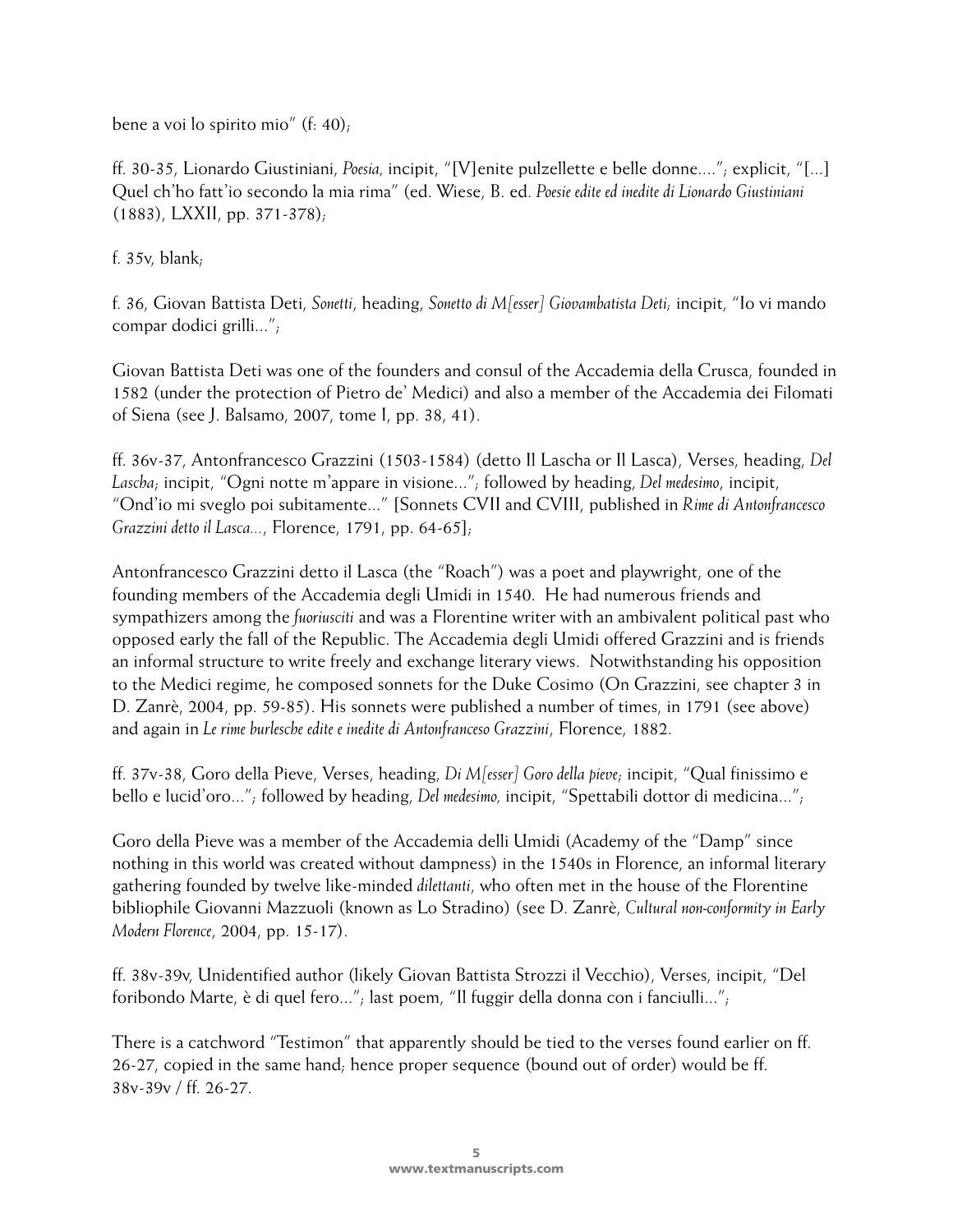bene a voi lo spirito mio" (f: 40);

ff. 30-35, Lionardo Giustiniani, *Poesia*, incipit, "[V]enite pulzellette e belle donne...."; explicit, "[...] Quel ch'ho fatt'io secondo la mia rima" (ed. Wiese, B. ed. *Poesie edite ed inedite di Lionardo Giustiniani* (1883), LXXII, pp. 371-378);

f. 35v, blank;

f. 36, Giovan Battista Deti, *Sonetti*, heading, *Sonetto di M[esser] Giovambatista Deti*; incipit, "Io vi mando compar dodici grilli..."; 

Giovan Battista Deti was one of the founders and consul of the Accademia della Crusca, founded in 1582 (under the protection of Pietro de' Medici) and also a member of the Accademia dei Filomati of Siena (see J. Balsamo, 2007, tome I, pp. 38, 41).

ff. 36v-37, Antonfrancesco Grazzini (1503-1584) (detto Il Lascha or Il Lasca), Verses, heading, *Del Lascha*; incipit, "Ogni notte m'appare in visione..."; followed by heading, *Del medesimo*, incipit, "Ond'io mi sveglo poi subitamente..." [Sonnets CVII and CVIII, published in *Rime di Antonfrancesco Grazzini detto il Lasca...*, Florence, 1791, pp. 64-65];

Antonfrancesco Grazzini detto il Lasca (the "Roach") was a poet and playwright, one of the founding members of the Accademia degli Umidi in 1540. He had numerous friends and sympathizers among the *fuoriusciti* and was a Florentine writer with an ambivalent political past who opposed early the fall of the Republic. The Accademia degli Umidi offered Grazzini and is friends an informal structure to write freely and exchange literary views. Notwithstanding his opposition to the Medici regime, he composed sonnets for the Duke Cosimo (On Grazzini, see chapter 3 in D. Zanrè, 2004, pp. 59-85). His sonnets were published a number of times, in 1791 (see above) and again in *Le rime burlesche edite e inedite di Antonfranceso Grazzini*, Florence, 1882.

ff. 37v-38, Goro della Pieve, Verses, heading, *Di M[esser] Goro della pieve*; incipit, "Qual finissimo e bello e lucid'oro..."; followed by heading, *Del medesimo,* incipit, "Spettabili dottor di medicina...";

Goro della Pieve was a member of the Accademia delli Umidi (Academy of the "Damp" since nothing in this world was created without dampness) in the 1540s in Florence, an informal literary gathering founded by twelve like-minded *dilettanti*, who often met in the house of the Florentine bibliophile Giovanni Mazzuoli (known as Lo Stradino) (see D. Zanrè, *Cultural non-conformity in Early Modern Florence*, 2004, pp. 15-17).

ff. 38v-39v, Unidentified author (likely Giovan Battista Strozzi il Vecchio), Verses, incipit, "Del foribondo Marte, è di quel fero..."; last poem, "Il fuggir della donna con i fanciulli...";

There is a catchword "Testimon" that apparently should be tied to the verses found earlier on ff. 26-27, copied in the same hand; hence proper sequence (bound out of order) would be ff. 38v-39v / ff. 26-27.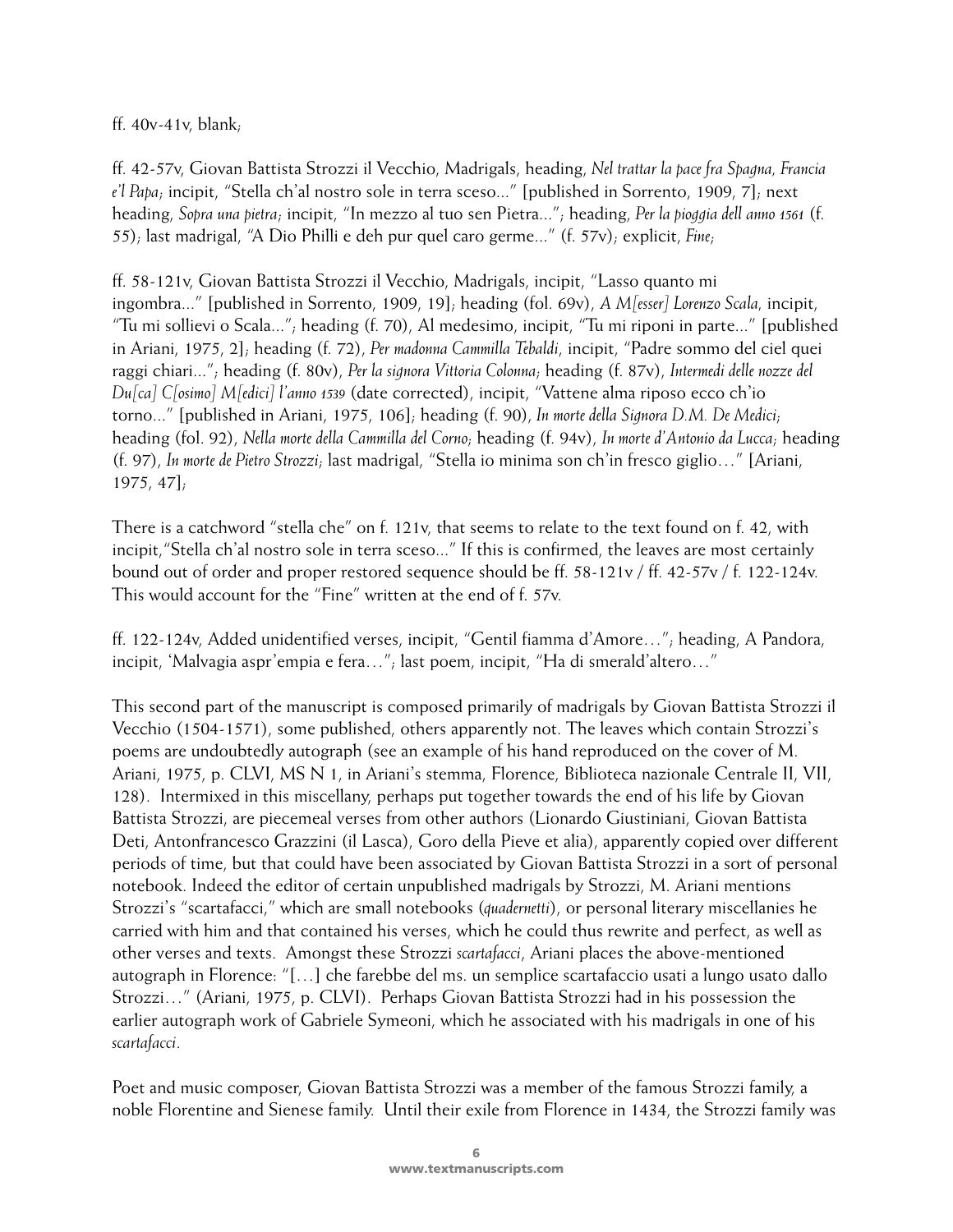ff. 40v-41v, blank;

ff. 42-57v, Giovan Battista Strozzi il Vecchio, Madrigals, heading, *Nel trattar la pace fra Spagna, Francia e'l Papa*; incipit, "Stella ch'al nostro sole in terra sceso..." [published in Sorrento, 1909, 7]; next heading, *Sopra una pietra*; incipit, "In mezzo al tuo sen Pietra..."; heading, *Per la pioggia dell anno 1561* (f. 55); last madrigal, "A Dio Philli e deh pur quel caro germe..." (f. 57v); explicit, *Fine*;

ff. 58-121v, Giovan Battista Strozzi il Vecchio, Madrigals, incipit, "Lasso quanto mi ingombra..." [published in Sorrento, 1909, 19]; heading (fol. 69v), *A M[esser] Lorenzo Scala*, incipit, "Tu mi sollievi o Scala..."; heading (f. 70), Al medesimo, incipit, "Tu mi riponi in parte..." [published in Ariani, 1975, 2]; heading (f. 72), *Per madonna Cammilla Tebaldi*, incipit, "Padre sommo del ciel quei raggi chiari..."; heading (f. 80v), *Per la signora Vittoria Colonna*; heading (f. 87v), *Intermedi delle nozze del Du[ca] C[osimo] M[edici] l'anno 1539* (date corrected), incipit, "Vattene alma riposo ecco ch'io torno..." [published in Ariani, 1975, 106]; heading (f. 90), *In morte della Signora D.M. De Medici*; heading (fol. 92), *Nella morte della Cammilla del Corno*; heading (f. 94v), *In morte d'Antonio da Lucca*; heading (f. 97), *In morte de Pietro Strozzi*; last madrigal, "Stella io minima son ch'in fresco giglio…" [Ariani, 1975, 47];

There is a catchword "stella che" on f. 121v, that seems to relate to the text found on f. 42, with incipit,"Stella ch'al nostro sole in terra sceso..." If this is confirmed, the leaves are most certainly bound out of order and proper restored sequence should be ff. 58-121v / ff. 42-57v / f. 122-124v. This would account for the "Fine" written at the end of f. 57v.

ff. 122-124v, Added unidentified verses, incipit, "Gentil fiamma d'Amore…"; heading, A Pandora, incipit, 'Malvagia aspr'empia e fera…"; last poem, incipit, "Ha di smerald'altero…"

This second part of the manuscript is composed primarily of madrigals by Giovan Battista Strozzi il Vecchio (1504-1571), some published, others apparently not. The leaves which contain Strozzi's poems are undoubtedly autograph (see an example of his hand reproduced on the cover of M. Ariani, 1975, p. CLVI, MS N 1, in Ariani's stemma, Florence, Biblioteca nazionale Centrale II, VII, 128). Intermixed in this miscellany, perhaps put together towards the end of his life by Giovan Battista Strozzi, are piecemeal verses from other authors (Lionardo Giustiniani, Giovan Battista Deti, Antonfrancesco Grazzini (il Lasca), Goro della Pieve et alia), apparently copied over different periods of time, but that could have been associated by Giovan Battista Strozzi in a sort of personal notebook. Indeed the editor of certain unpublished madrigals by Strozzi, M. Ariani mentions Strozzi's "scartafacci," which are small notebooks (*quadernetti*), or personal literary miscellanies he carried with him and that contained his verses, which he could thus rewrite and perfect, as well as other verses and texts. Amongst these Strozzi *scartafacci*, Ariani places the above-mentioned autograph in Florence: "[…] che farebbe del ms. un semplice scartafaccio usati a lungo usato dallo Strozzi…" (Ariani, 1975, p. CLVI). Perhaps Giovan Battista Strozzi had in his possession the earlier autograph work of Gabriele Symeoni, which he associated with his madrigals in one of his *scartafacci*.

Poet and music composer, Giovan Battista Strozzi was a member of the famous Strozzi family, a noble Florentine and Sienese family. Until their exile from Florence in 1434, the Strozzi family was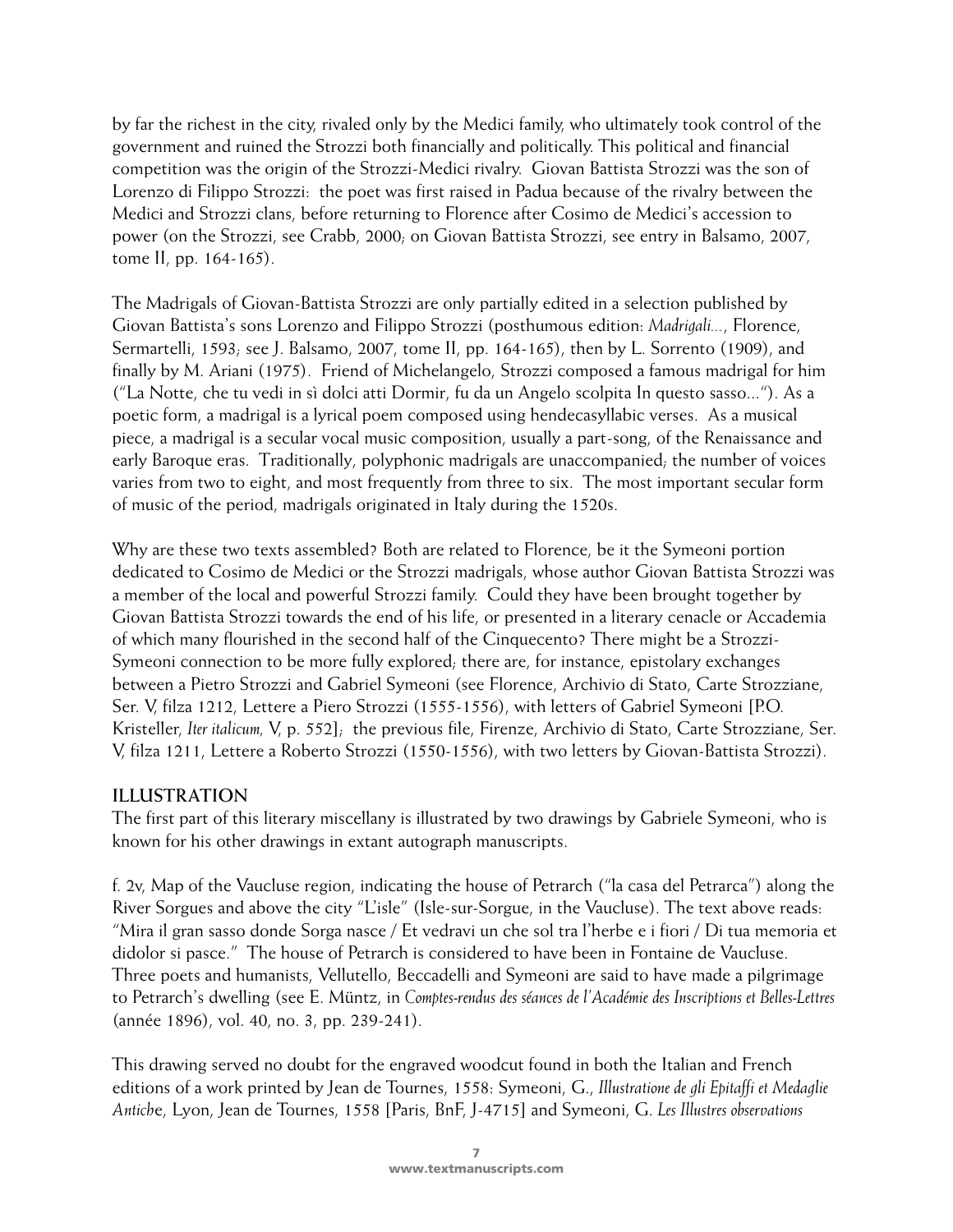by far the richest in the city, rivaled only by the Medici family, who ultimately took control of the government and ruined the Strozzi both financially and politically. This political and financial competition was the origin of the Strozzi-Medici rivalry. Giovan Battista Strozzi was the son of Lorenzo di Filippo Strozzi: the poet was first raised in Padua because of the rivalry between the Medici and Strozzi clans, before returning to Florence after Cosimo de Medici's accession to power (on the Strozzi, see Crabb, 2000; on Giovan Battista Strozzi, see entry in Balsamo, 2007, tome II, pp. 164-165).

The Madrigals of Giovan-Battista Strozzi are only partially edited in a selection published by Giovan Battista's sons Lorenzo and Filippo Strozzi (posthumous edition: *Madrigali...*, Florence, Sermartelli, 1593; see J. Balsamo, 2007, tome II, pp. 164-165), then by L. Sorrento (1909), and finally by M. Ariani (1975). Friend of Michelangelo, Strozzi composed a famous madrigal for him ("La Notte, che tu vedi in sì dolci atti Dormir, fu da un Angelo scolpita In questo sasso..."). As a poetic form, a madrigal is a lyrical poem composed using hendecasyllabic verses. As a musical piece, a madrigal is a secular vocal music composition, usually a part-song, of the Renaissance and early Baroque eras. Traditionally, polyphonic madrigals are unaccompanied; the number of voices varies from two to eight, and most frequently from three to six. The most important secular form of music of the period, madrigals originated in Italy during the 1520s.

Why are these two texts assembled? Both are related to Florence, be it the Symeoni portion dedicated to Cosimo de Medici or the Strozzi madrigals, whose author Giovan Battista Strozzi was a member of the local and powerful Strozzi family. Could they have been brought together by Giovan Battista Strozzi towards the end of his life, or presented in a literary cenacle or Accademia of which many flourished in the second half of the Cinquecento? There might be a Strozzi-Symeoni connection to be more fully explored; there are, for instance, epistolary exchanges between a Pietro Strozzi and Gabriel Symeoni (see Florence, Archivio di Stato, Carte Strozziane, Ser. V, filza 1212, Lettere a Piero Strozzi (1555-1556), with letters of Gabriel Symeoni [P.O. Kristeller, *Iter italicum*, V, p. 552]; the previous file, Firenze, Archivio di Stato, Carte Strozziane, Ser. V, filza 1211, Lettere a Roberto Strozzi (1550-1556), with two letters by Giovan-Battista Strozzi).

## ILLUSTRATION

The first part of this literary miscellany is illustrated by two drawings by Gabriele Symeoni, who is known for his other drawings in extant autograph manuscripts.

f. 2v, Map of the Vaucluse region, indicating the house of Petrarch ("la casa del Petrarca") along the River Sorgues and above the city "L'isle" (Isle-sur-Sorgue, in the Vaucluse). The text above reads: "Mira il gran sasso donde Sorga nasce / Et vedravi un che sol tra l'herbe e i fiori / Di tua memoria et didolor si pasce." The house of Petrarch is considered to have been in Fontaine de Vaucluse. Three poets and humanists, Vellutello, Beccadelli and Symeoni are said to have made a pilgrimage to Petrarch's dwelling (see E. Müntz, in *Comptes-rendus des séances de l'Académie des Inscriptions et Belles-Lettres* (année 1896), vol. 40, no. 3, pp. 239-241).

This drawing served no doubt for the engraved woodcut found in both the Italian and French editions of a work printed by Jean de Tournes, 1558: Symeoni, G., *Illustratione de gli Epitaffi et Medaglie Antiche*, Lyon, Jean de Tournes, 1558 [Paris, BnF, J-4715] and Symeoni, G. *Les Illustres observations*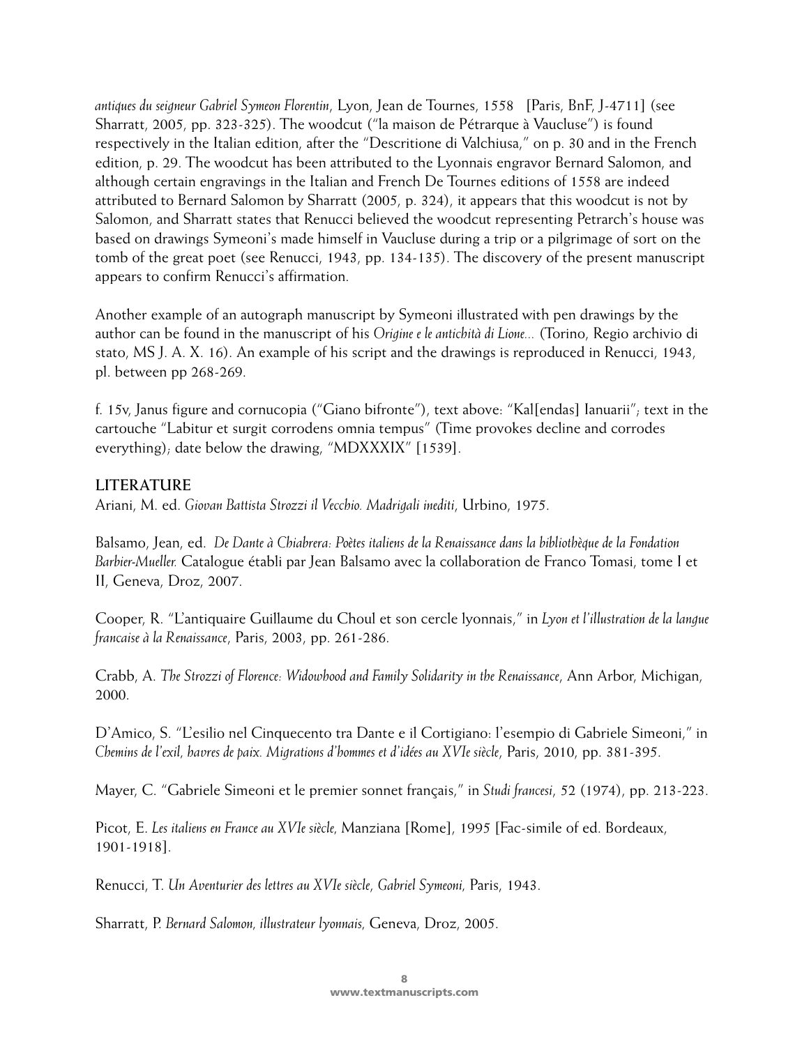*antiques du seigneur Gabriel Symeon Florentin*, Lyon, Jean de Tournes, 1558 [Paris, BnF, J-4711] (see Sharratt, 2005, pp. 323-325). The woodcut ("la maison de Pétrarque à Vaucluse") is found respectively in the Italian edition, after the "Descritione di Valchiusa," on p. 30 and in the French edition, p. 29. The woodcut has been attributed to the Lyonnais engravor Bernard Salomon, and although certain engravings in the Italian and French De Tournes editions of 1558 are indeed attributed to Bernard Salomon by Sharratt (2005, p. 324), it appears that this woodcut is not by Salomon, and Sharratt states that Renucci believed the woodcut representing Petrarch's house was based on drawings Symeoni's made himself in Vaucluse during a trip or a pilgrimage of sort on the tomb of the great poet (see Renucci, 1943, pp. 134-135). The discovery of the present manuscript appears to confirm Renucci's affirmation.

Another example of an autograph manuscript by Symeoni illustrated with pen drawings by the author can be found in the manuscript of his *Origine e le antichità di Lione...* (Torino, Regio archivio di stato, MS J. A. X. 16). An example of his script and the drawings is reproduced in Renucci, 1943, pl. between pp 268-269.

f. 15v, Janus figure and cornucopia ("Giano bifronte"), text above: "Kal[endas] Ianuarii"; text in the cartouche "Labitur et surgit corrodens omnia tempus" (Time provokes decline and corrodes everything); date below the drawing, "MDXXXIX" [1539].

## LITERATURE

Ariani, M. ed. *Giovan Battista Strozzi il Vecchio. Madrigali inediti*, Urbino, 1975.

Balsamo, Jean, ed. *De Dante à Chiabrera: Poètes italiens de la Renaissance dans la bibliothèque de la Fondation Barbier-Mueller.* Catalogue établi par Jean Balsamo avec la collaboration de Franco Tomasi, tome I et II, Geneva, Droz, 2007.

Cooper, R. "L'antiquaire Guillaume du Choul et son cercle lyonnais," in *Lyon et l'illustration de la langue francaise à la Renaissance*, Paris, 2003, pp. 261-286.

Crabb, A. *The Strozzi of Florence: Widowhood and Family Solidarity in the Renaissance*, Ann Arbor, Michigan, 2000.

D'Amico, S. "L'esilio nel Cinquecento tra Dante e il Cortigiano: l'esempio di Gabriele Simeoni," in *Chemins de l'exil, havres de paix. Migrations d'hommes et d'idées au XVIe siècle*, Paris, 2010, pp. 381-395.

Mayer, C. "Gabriele Simeoni et le premier sonnet français," in *Studi francesi*, 52 (1974), pp. 213-223.

Picot, E. *Les italiens en France au XVIe siècle,* Manziana [Rome], 1995 [Fac-simile of ed. Bordeaux, 1901-1918].

Renucci, T. *Un Aventurier des lettres au XVIe siècle, Gabriel Symeoni,* Paris, 1943.

Sharratt, P. *Bernard Salomon, illustrateur lyonnais,* Geneva, Droz, 2005.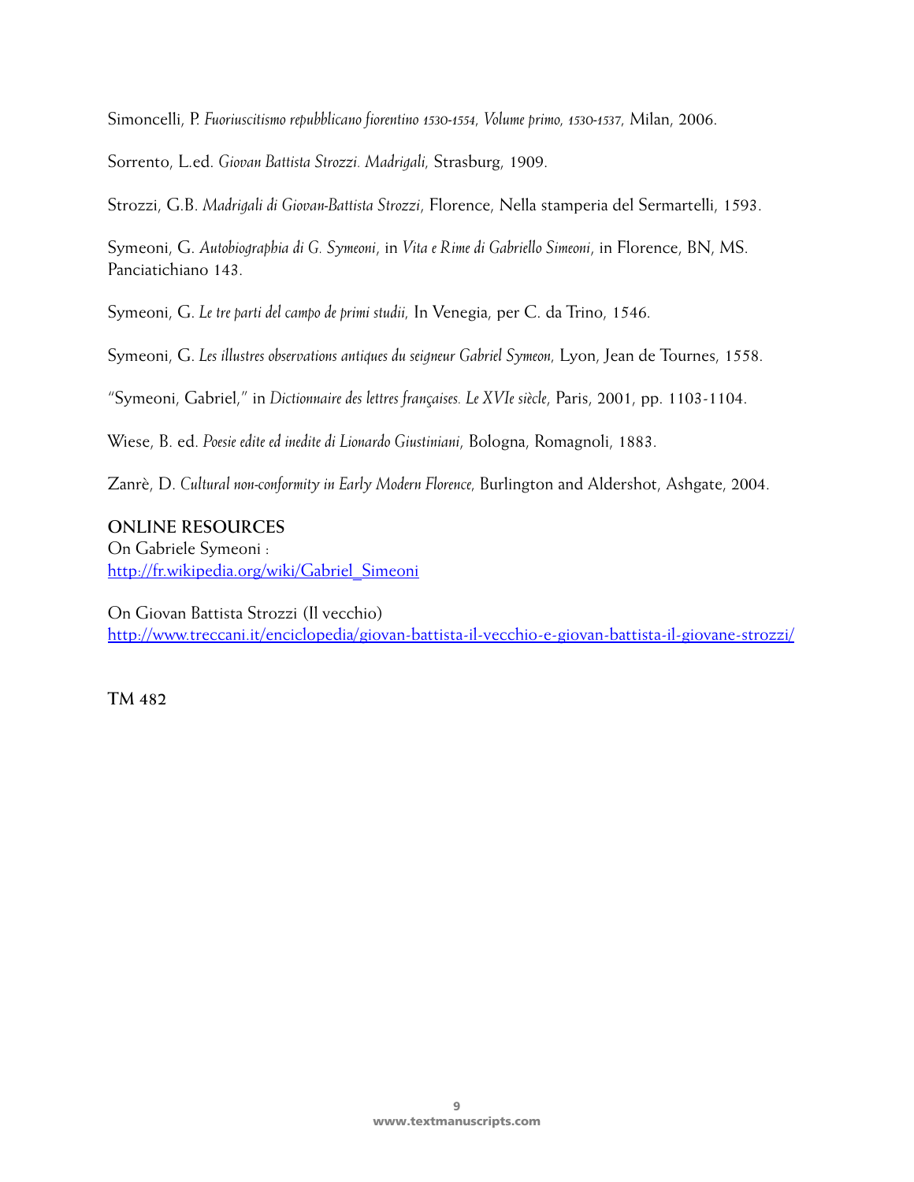Simoncelli, P. *Fuoriuscitismo repubblicano fiorentino 1530-1554, Volume primo, 1530-1537*, Milan, 2006.

Sorrento, L.ed. *Giovan Battista Strozzi. Madrigali*, Strasburg, 1909.

Strozzi, G.B. *Madrigali di Giovan-Battista Strozzi*, Florence, Nella stamperia del Sermartelli, 1593.

Symeoni, G. *Autobiographia di G. Symeoni*, in *Vita e Rime di Gabriello Simeoni*, in Florence, BN, MS. Panciatichiano 143.

Symeoni, G. *Le tre parti del campo de primi studii,* In Venegia, per C. da Trino, 1546.

Symeoni, G. *Les illustres observations antiques du seigneur Gabriel Symeon,* Lyon, Jean de Tournes, 1558.

"Symeoni, Gabriel," in *Dictionnaire des lettres françaises. Le XVIe siècle*, Paris, 2001, pp. 1103-1104.

Wiese, B. ed. *Poesie edite ed inedite di Lionardo Giustiniani*, Bologna, Romagnoli, 1883.

Zanrè, D. *Cultural non-conformity in Early Modern Florence,* Burlington and Aldershot, Ashgate, 2004.

**ONLINE RESOURCES**

On Gabriele Symeoni :
http://fr.wikipedia.org/wiki/Gabriel_Simeoni

On Giovan Battista Strozzi (Il vecchio)
http://www.treccani.it/enciclopedia/giovan-battista-il-vecchio-e-giovan-battista-il-giovane-strozzi/

**TM 482**